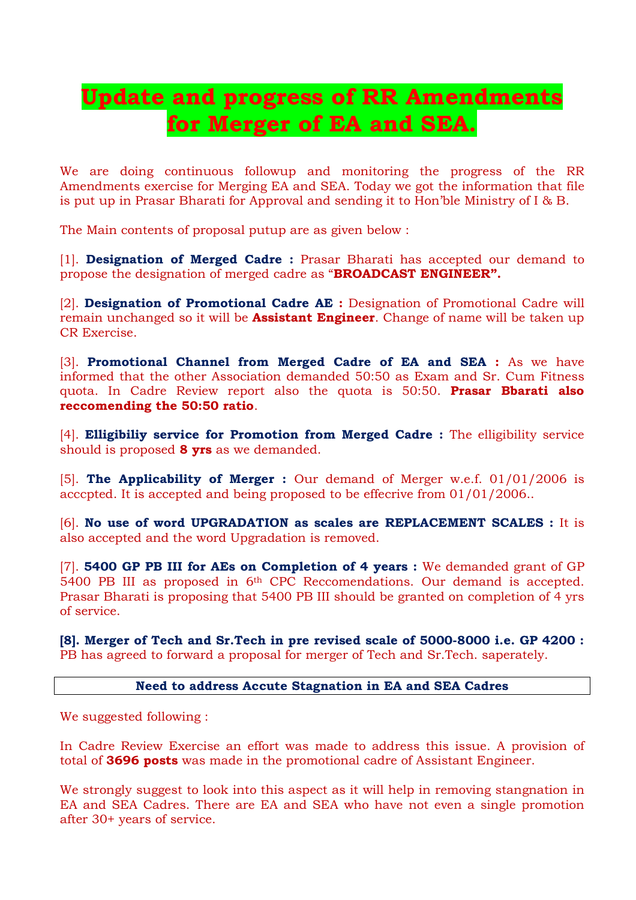# Update and progress of RR Amendments for Merger of EA and SEA.

We are doing continuous followup and monitoring the progress of the RR Amendments exercise for Merging EA and SEA. Today we got the information that file is put up in Prasar Bharati for Approval and sending it to Hon'ble Ministry of I & B.

The Main contents of proposal putup are as given below :

[1]. **Designation of Merged Cadre :** Prasar Bharati has accepted our demand to propose the designation of merged cadre as "**BROADCAST ENGINEER".**

[2]. **Designation of Promotional Cadre AE :** Designation of Promotional Cadre will remain unchanged so it will be **Assistant Engineer**. Change of name will be taken up CR Exercise.

[3]. **Promotional Channel from Merged Cadre of EA and SEA :** As we have informed that the other Association demanded 50:50 as Exam and Sr. Cum Fitness quota. In Cadre Review report also the quota is 50:50. **Prasar Bbarati also reccomending the 50:50 ratio**.

[4]. **Elligibiliy service for Promotion from Merged Cadre :** The elligibility service should is proposed **8 yrs** as we demanded.

[5]. **The Applicability of Merger :** Our demand of Merger w.e.f. 01/01/2006 is acccpted. It is accepted and being proposed to be effecrive from 01/01/2006..

[6]. **No use of word UPGRADATION as scales are REPLACEMENT SCALES :** It is also accepted and the word Upgradation is removed.

[7]. **5400 GP PB III for AEs on Completion of 4 years :** We demanded grant of GP 5400 PB III as proposed in 6th CPC Reccomendations. Our demand is accepted. Prasar Bharati is proposing that 5400 PB III should be granted on completion of 4 yrs of service.

**[8]. Merger of Tech and Sr.Tech in pre revised scale of 5000-8000 i.e. GP 4200 :** PB has agreed to forward a proposal for merger of Tech and Sr.Tech. saperately.

**Need to address Accute Stagnation in EA and SEA Cadres**

We suggested following :

In Cadre Review Exercise an effort was made to address this issue. A provision of total of **3696 posts** was made in the promotional cadre of Assistant Engineer.

We strongly suggest to look into this aspect as it will help in removing stangnation in EA and SEA Cadres. There are EA and SEA who have not even a single promotion after 30+ years of service.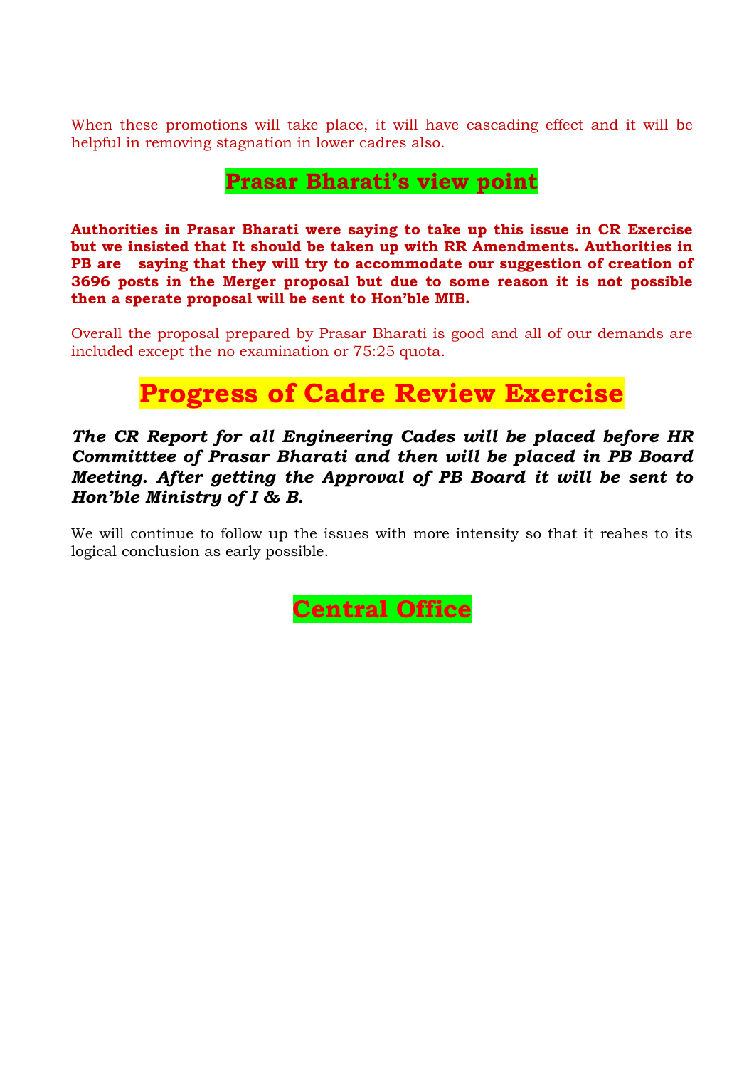When these promotions will take place, it will have cascading effect and it will be helpful in removing stagnation in lower cadres also.

## Prasar Bharati's view point

**Authorities in Prasar Bharati were saying to take up this issue in CR Exercise but we insisted that It should be taken up with RR Amendments. Authorities in PB are saying that they will try to accommodate our suggestion of creation of 3696 posts in the Merger proposal but due to some reason it is not possible then a sperate proposal will be sent to Hon'ble MIB.**

Overall the proposal prepared by Prasar Bharati is good and all of our demands are included except the no examination or 75:25 quota.

# Progress of Cadre Review Exercise

***The CR Report for all Engineering Cades will be placed before HR Committtee of Prasar Bharati and then will be placed in PB Board Meeting. After getting the Approval of PB Board it will be sent to Hon'ble Ministry of I & B.***

We will continue to follow up the issues with more intensity so that it reahes to its logical conclusion as early possible.

## Central Office